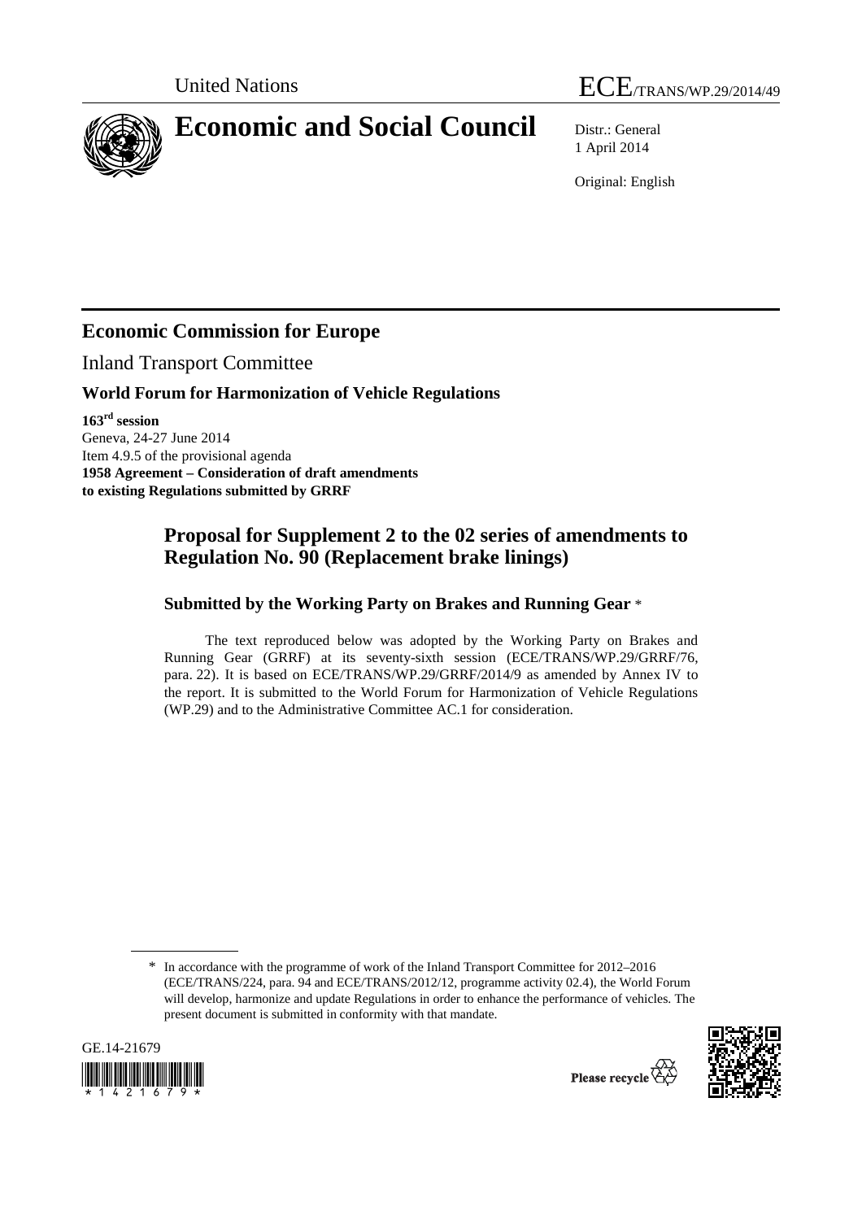United Nations ECE/TRANS/WP.29/2014/49

# Economic and Social Council

Distr.: General
1 April 2014

Original: English

## Economic Commission for Europe

Inland Transport Committee

### World Forum for Harmonization of Vehicle Regulations

**163rd session**
Geneva, 24-27 June 2014
Item 4.9.5 of the provisional agenda
**1958 Agreement – Consideration of draft amendments to existing Regulations submitted by GRRF**

## Proposal for Supplement 2 to the 02 series of amendments to Regulation No. 90 (Replacement brake linings)

### Submitted by the Working Party on Brakes and Running Gear *

The text reproduced below was adopted by the Working Party on Brakes and Running Gear (GRRF) at its seventy-sixth session (ECE/TRANS/WP.29/GRRF/76, para. 22). It is based on ECE/TRANS/WP.29/GRRF/2014/9 as amended by Annex IV to the report. It is submitted to the World Forum for Harmonization of Vehicle Regulations (WP.29) and to the Administrative Committee AC.1 for consideration.

* In accordance with the programme of work of the Inland Transport Committee for 2012–2016 (ECE/TRANS/224, para. 94 and ECE/TRANS/2012/12, programme activity 02.4), the World Forum will develop, harmonize and update Regulations in order to enhance the performance of vehicles. The present document is submitted in conformity with that mandate.

GE.14-21679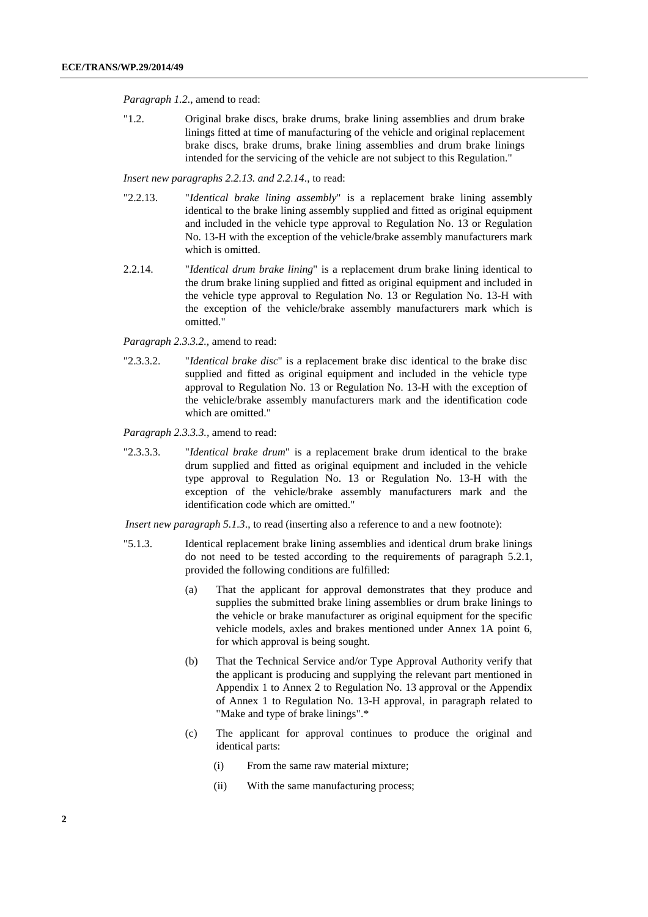*Paragraph 1.2.*, amend to read:

"1.2. Original brake discs, brake drums, brake lining assemblies and drum brake linings fitted at time of manufacturing of the vehicle and original replacement brake discs, brake drums, brake lining assemblies and drum brake linings intended for the servicing of the vehicle are not subject to this Regulation."

*Insert new paragraphs 2.2.13. and 2.2.14.*, to read:

"2.2.13. "*Identical brake lining assembly*" is a replacement brake lining assembly identical to the brake lining assembly supplied and fitted as original equipment and included in the vehicle type approval to Regulation No. 13 or Regulation No. 13-H with the exception of the vehicle/brake assembly manufacturers mark which is omitted.

2.2.14. "*Identical drum brake lining*" is a replacement drum brake lining identical to the drum brake lining supplied and fitted as original equipment and included in the vehicle type approval to Regulation No. 13 or Regulation No. 13-H with the exception of the vehicle/brake assembly manufacturers mark which is omitted."

*Paragraph 2.3.3.2.*, amend to read:

"2.3.3.2. "*Identical brake disc*" is a replacement brake disc identical to the brake disc supplied and fitted as original equipment and included in the vehicle type approval to Regulation No. 13 or Regulation No. 13-H with the exception of the vehicle/brake assembly manufacturers mark and the identification code which are omitted."

*Paragraph 2.3.3.3.*, amend to read:

"2.3.3.3. "*Identical brake drum*" is a replacement brake drum identical to the brake drum supplied and fitted as original equipment and included in the vehicle type approval to Regulation No. 13 or Regulation No. 13-H with the exception of the vehicle/brake assembly manufacturers mark and the identification code which are omitted."

*Insert new paragraph 5.1.3.*, to read (inserting also a reference to and a new footnote):

"5.1.3. Identical replacement brake lining assemblies and identical drum brake linings do not need to be tested according to the requirements of paragraph 5.2.1, provided the following conditions are fulfilled:

(a) That the applicant for approval demonstrates that they produce and supplies the submitted brake lining assemblies or drum brake linings to the vehicle or brake manufacturer as original equipment for the specific vehicle models, axles and brakes mentioned under Annex 1A point 6, for which approval is being sought.

(b) That the Technical Service and/or Type Approval Authority verify that the applicant is producing and supplying the relevant part mentioned in Appendix 1 to Annex 2 to Regulation No. 13 approval or the Appendix of Annex 1 to Regulation No. 13-H approval, in paragraph related to "Make and type of brake linings".*

(c) The applicant for approval continues to produce the original and identical parts:

(i) From the same raw material mixture;

(ii) With the same manufacturing process;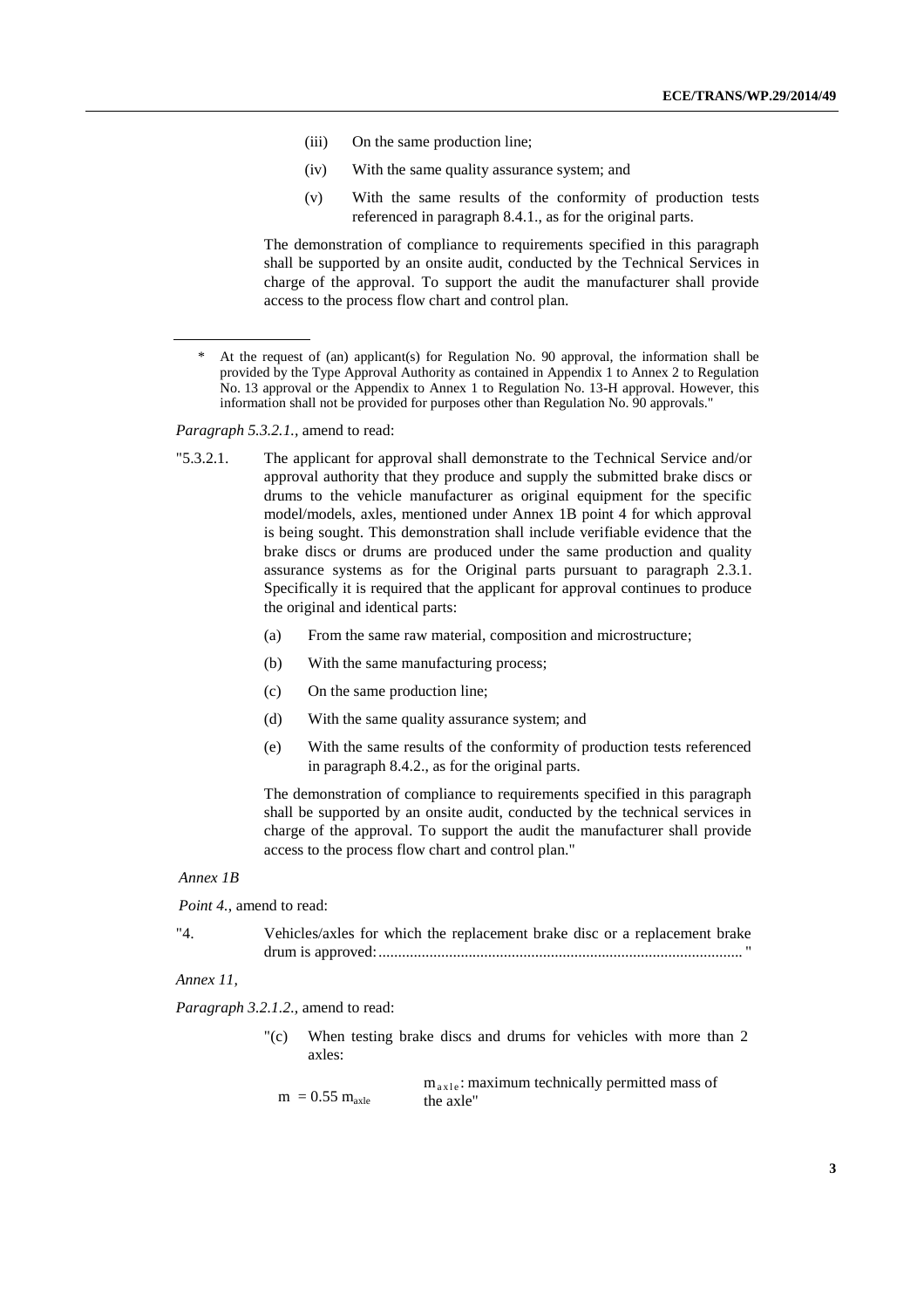(iii) On the same production line;

(iv) With the same quality assurance system; and

(v) With the same results of the conformity of production tests referenced in paragraph 8.4.1., as for the original parts.

The demonstration of compliance to requirements specified in this paragraph shall be supported by an onsite audit, conducted by the Technical Services in charge of the approval. To support the audit the manufacturer shall provide access to the process flow chart and control plan.

---

\* At the request of (an) applicant(s) for Regulation No. 90 approval, the information shall be provided by the Type Approval Authority as contained in Appendix 1 to Annex 2 to Regulation No. 13 approval or the Appendix to Annex 1 to Regulation No. 13-H approval. However, this information shall not be provided for purposes other than Regulation No. 90 approvals."

*Paragraph 5.3.2.1.,* amend to read:

"5.3.2.1. The applicant for approval shall demonstrate to the Technical Service and/or approval authority that they produce and supply the submitted brake discs or drums to the vehicle manufacturer as original equipment for the specific model/models, axles, mentioned under Annex 1B point 4 for which approval is being sought. This demonstration shall include verifiable evidence that the brake discs or drums are produced under the same production and quality assurance systems as for the Original parts pursuant to paragraph 2.3.1. Specifically it is required that the applicant for approval continues to produce the original and identical parts:

(a) From the same raw material, composition and microstructure;

(b) With the same manufacturing process;

(c) On the same production line;

(d) With the same quality assurance system; and

(e) With the same results of the conformity of production tests referenced in paragraph 8.4.2., as for the original parts.

The demonstration of compliance to requirements specified in this paragraph shall be supported by an onsite audit, conducted by the technical services in charge of the approval. To support the audit the manufacturer shall provide access to the process flow chart and control plan."

*Annex 1B*

*Point 4.,* amend to read:

"4. Vehicles/axles for which the replacement brake disc or a replacement brake drum is approved:............................................................................................ "

*Annex 11,*

*Paragraph 3.2.1.2.,* amend to read:

"(c) When testing brake discs and drums for vehicles with more than 2 axles:

$m = 0.55\ m_{axle}$ $m_{axle}$: maximum technically permitted mass of the axle"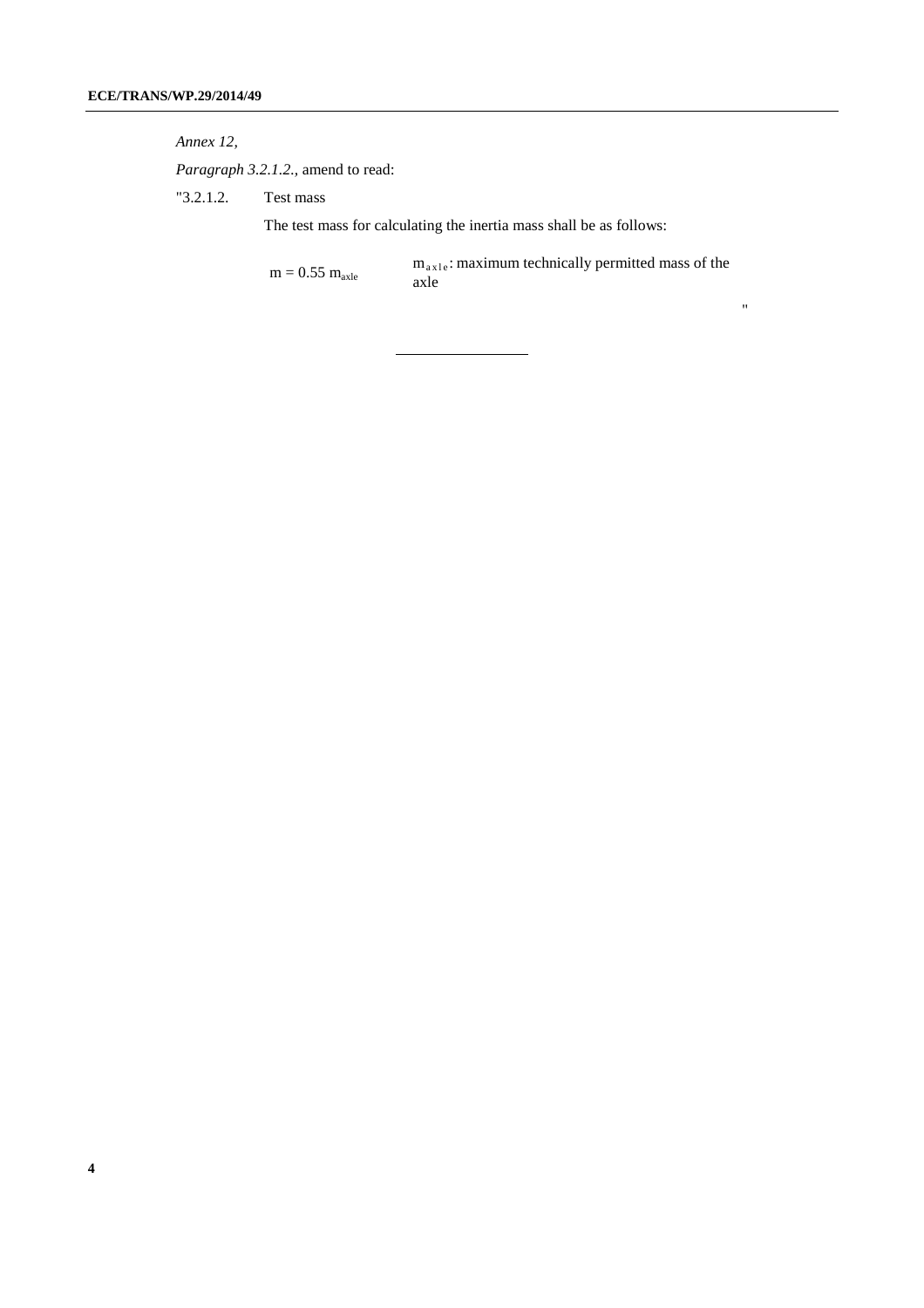*Annex 12,*

*Paragraph 3.2.1.2.,* amend to read:

"3.2.1.2. Test mass

The test mass for calculating the inertia mass shall be as follows:

| | |
|---|---|
| $m = 0.55\ m_{axle}$ | $m_{axle}$: maximum technically permitted mass of the axle |

"